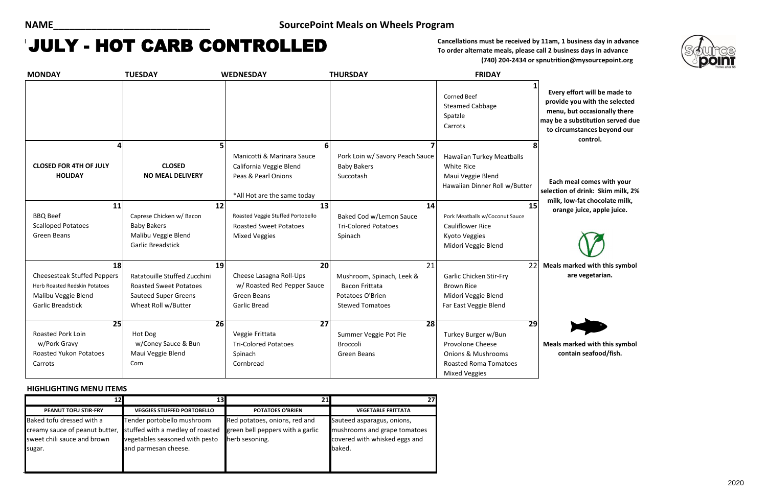NAME______________________________ **SourcePoint Meals on Wheels Program**

# JULY - HOT CARB CONTROLLED

**Cancellations must be received by 11am, 1 business day in advance**
**To order alternate meals, please call 2 business days in advance**
**(740) 204-2434 or spnutrition@mysourcepoint.org**

| MONDAY | TUESDAY | WEDNESDAY | THURSDAY | FRIDAY |
|---|---|---|---|---|
| | | | | **1**<br>Corned Beef<br>Steamed Cabbage<br>Spatzle<br>Carrots |
| **4**<br>**CLOSED FOR 4TH OF JULY HOLIDAY** | **5**<br>**CLOSED**<br>**NO MEAL DELIVERY** | **6**<br>Manicotti & Marinara Sauce<br>California Veggie Blend<br>Peas & Pearl Onions<br><br>*All Hot are the same today | **7**<br>Pork Loin w/ Savory Peach Sauce<br>Baby Bakers<br>Succotash | **8**<br>Hawaiian Turkey Meatballs<br>White Rice<br>Maui Veggie Blend<br>Hawaiian Dinner Roll w/Butter |
| **11**<br>BBQ Beef<br>Scalloped Potatoes<br>Green Beans | **12**<br>Caprese Chicken w/ Bacon<br>Baby Bakers<br>Malibu Veggie Blend<br>Garlic Breadstick | **13**<br>Roasted Veggie Stuffed Portobello<br>Roasted Sweet Potatoes<br>Mixed Veggies | **14**<br>Baked Cod w/Lemon Sauce<br>Tri-Colored Potatoes<br>Spinach | **15**<br>Pork Meatballs w/Coconut Sauce<br>Cauliflower Rice<br>Kyoto Veggies<br>Midori Veggie Blend |
| **18**<br>Cheesesteak Stuffed Peppers<br>Herb Roasted Redskin Potatoes<br>Malibu Veggie Blend<br>Garlic Breadstick | **19**<br>Ratatouille Stuffed Zucchini<br>Roasted Sweet Potatoes<br>Sauteed Super Greens<br>Wheat Roll w/Butter | **20**<br>Cheese Lasagna Roll-Ups w/ Roasted Red Pepper Sauce<br>Green Beans<br>Garlic Bread | **21**<br>Mushroom, Spinach, Leek & Bacon Frittata<br>Potatoes O'Brien<br>Stewed Tomatoes | **22**<br>Garlic Chicken Stir-Fry<br>Brown Rice<br>Midori Veggie Blend<br>Far East Veggie Blend |
| **25**<br>Roasted Pork Loin w/Pork Gravy<br>Roasted Yukon Potatoes<br>Carrots | **26**<br>Hot Dog w/Coney Sauce & Bun<br>Maui Veggie Blend<br>Corn | **27**<br>Veggie Frittata<br>Tri-Colored Potatoes<br>Spinach<br>Cornbread | **28**<br>Summer Veggie Pot Pie<br>Broccoli<br>Green Beans | **29**<br>Turkey Burger w/Bun<br>Provolone Cheese<br>Onions & Mushrooms<br>Roasted Roma Tomatoes<br>Mixed Veggies |

**Every effort will be made to provide you with the selected menu, but occasionally there may be a substitution served due to circumstances beyond our control.**

**Each meal comes with your selection of drink: Skim milk, 2% milk, low-fat chocolate milk, orange juice, apple juice.**

**Meals marked with this symbol are vegetarian.**

**Meals marked with this symbol contain seafood/fish.**

**HIGHLIGHTING MENU ITEMS**

| 12 | 13 | 21 | 27 |
|---|---|---|---|
| **PEANUT TOFU STIR-FRY** | **VEGGIES STUFFED PORTOBELLO** | **POTATOES O'BRIEN** | **VEGETABLE FRITTATA** |
| Baked tofu dressed with a creamy sauce of peanut butter, sweet chili sauce and brown sugar. | Tender portobello mushroom stuffed with a medley of roasted vegetables seasoned with pesto and parmesan cheese. | Red potatoes, onions, red and green bell peppers with a garlic herb sesoning. | Sauteed asparagus, onions, mushrooms and grape tomatoes covered with whisked eggs and baked. |

2020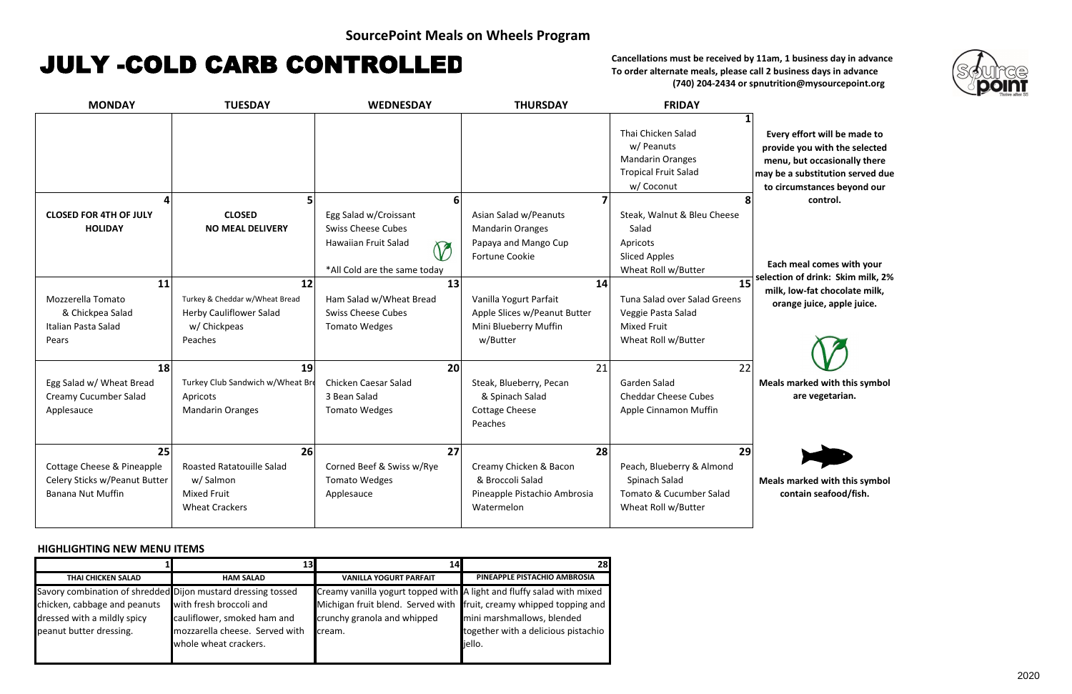## SourcePoint Meals on Wheels Program

# JULY -COLD CARB CONTROLLED

**Cancellations must be received by 11am, 1 business day in advance**
**To order alternate meals, please call 2 business days in advance**
**(740) 204-2434 or spnutrition@mysourcepoint.org**

| MONDAY | TUESDAY | WEDNESDAY | THURSDAY | FRIDAY |
|---|---|---|---|---|
| | | | | **1** Thai Chicken Salad w/ Peanuts, Mandarin Oranges, Tropical Fruit Salad w/ Coconut |
| **4** CLOSED FOR 4TH OF JULY HOLIDAY | **5** CLOSED NO MEAL DELIVERY | **6** Egg Salad w/Croissant, Swiss Cheese Cubes, Hawaiian Fruit Salad (vegetarian), *All Cold are the same today | **7** Asian Salad w/Peanuts, Mandarin Oranges, Papaya and Mango Cup, Fortune Cookie | **8** Steak, Walnut & Bleu Cheese Salad, Apricots, Sliced Apples, Wheat Roll w/Butter |
| **11** Mozzerella Tomato & Chickpea Salad, Italian Pasta Salad, Pears | **12** Turkey & Cheddar w/Wheat Bread, Herby Cauliflower Salad w/ Chickpeas, Peaches | **13** Ham Salad w/Wheat Bread, Swiss Cheese Cubes, Tomato Wedges | **14** Vanilla Yogurt Parfait, Apple Slices w/Peanut Butter, Mini Blueberry Muffin w/Butter | **15** Tuna Salad over Salad Greens, Veggie Pasta Salad, Mixed Fruit, Wheat Roll w/Butter |
| **18** Egg Salad w/ Wheat Bread, Creamy Cucumber Salad, Applesauce | **19** Turkey Club Sandwich w/Wheat Bre, Apricots, Mandarin Oranges | **20** Chicken Caesar Salad, 3 Bean Salad, Tomato Wedges | **21** Steak, Blueberry, Pecan & Spinach Salad, Cottage Cheese, Peaches | **22** Garden Salad, Cheddar Cheese Cubes, Apple Cinnamon Muffin |
| **25** Cottage Cheese & Pineapple, Celery Sticks w/Peanut Butter, Banana Nut Muffin | **26** Roasted Ratatouille Salad w/ Salmon, Mixed Fruit, Wheat Crackers | **27** Corned Beef & Swiss w/Rye, Tomato Wedges, Applesauce | **28** Creamy Chicken & Bacon & Broccoli Salad, Pineapple Pistachio Ambrosia, Watermelon | **29** Peach, Blueberry & Almond Spinach Salad, Tomato & Cucumber Salad, Wheat Roll w/Butter |

**Every effort will be made to provide you with the selected menu, but occasionally there may be a substitution served due to circumstances beyond our control.**

**Each meal comes with your selection of drink: Skim milk, 2% milk, low-fat chocolate milk, orange juice, apple juice.**

**Meals marked with this symbol are vegetarian.**

**Meals marked with this symbol contain seafood/fish.**

### HIGHLIGHTING NEW MENU ITEMS

| 1 | 13 | 14 | 28 |
|---|---|---|---|
| **THAI CHICKEN SALAD** | **HAM SALAD** | **VANILLA YOGURT PARFAIT** | **PINEAPPLE PISTACHIO AMBROSIA** |
| Savory combination of shredded chicken, cabbage and peanuts dressed with a mildly spicy peanut butter dressing. | Dijon mustard dressing tossed with fresh broccoli and cauliflower, smoked ham and mozzarella cheese. Served with whole wheat crackers. | Creamy vanilla yogurt topped with Michigan fruit blend. Served with crunchy granola and whipped cream. | A light and fluffy salad with mixed fruit, creamy whipped topping and mini marshmallows, blended together with a delicious pistachio jello. |